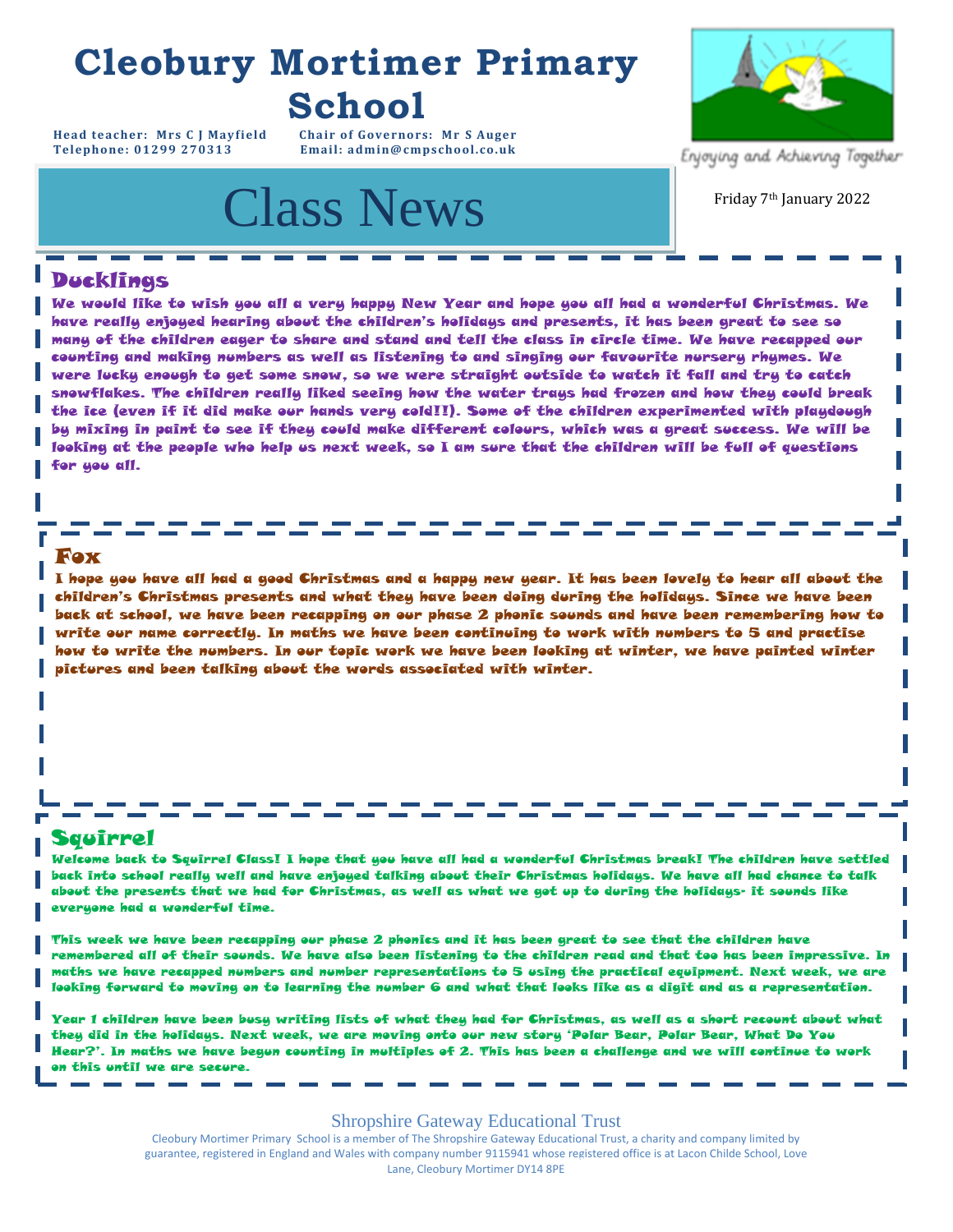# Cleobury Mortimer Primary School

**Head teacher: Mrs C J Mayfield** **Chair of Governors: Mr S Auger**
**Telephone: 01299 270313** **Email: admin@cmpschool.co.uk**

Enjoying and Achieving Together

# Class News

Friday 7th January 2022

## Ducklings

We would like to wish you all a very happy New Year and hope you all had a wonderful Christmas. We have really enjoyed hearing about the children's holidays and presents, it has been great to see so many of the children eager to share and stand and tell the class in circle time. We have recapped our counting and making numbers as well as listening to and singing our favourite nursery rhymes. We were lucky enough to get some snow, so we were straight outside to watch it fall and try to catch snowflakes. The children really liked seeing how the water trays had frozen and how they could break the ice (even if it did make our hands very cold!!). Some of the children experimented with playdough by mixing in paint to see if they could make different colours, which was a great success. We will be looking at the people who help us next week, so I am sure that the children will be full of questions for you all.

## Fox

I hope you have all had a good Christmas and a happy new year. It has been lovely to hear all about the children's Christmas presents and what they have been doing during the holidays. Since we have been back at school, we have been recapping on our phase 2 phonic sounds and have been remembering how to write our name correctly. In maths we have been continuing to work with numbers to 5 and practise how to write the numbers. In our topic work we have been looking at winter, we have painted winter pictures and been talking about the words associated with winter.

## Squirrel

Welcome back to Squirrel Class! I hope that you have all had a wonderful Christmas break! The children have settled back into school really well and have enjoyed talking about their Christmas holidays. We have all had chance to talk about the presents that we had for Christmas, as well as what we got up to during the holidays- it sounds like everyone had a wonderful time.

This week we have been recapping our phase 2 phonics and it has been great to see that the children have remembered all of their sounds. We have also been listening to the children read and that too has been impressive. In maths we have recapped numbers and number representations to 5 using the practical equipment. Next week, we are looking forward to moving on to learning the number 6 and what that looks like as a digit and as a representation.

Year 1 children have been busy writing lists of what they had for Christmas, as well as a short recount about what they did in the holidays. Next week, we are moving onto our new story 'Polar Bear, Polar Bear, What Do You Hear?'. In maths we have begun counting in multiples of 2. This has been a challenge and we will continue to work on this until we are secure.

Shropshire Gateway Educational Trust

Cleobury Mortimer Primary School is a member of The Shropshire Gateway Educational Trust, a charity and company limited by guarantee, registered in England and Wales with company number 9115941 whose registered office is at Lacon Childe School, Love Lane, Cleobury Mortimer DY14 8PE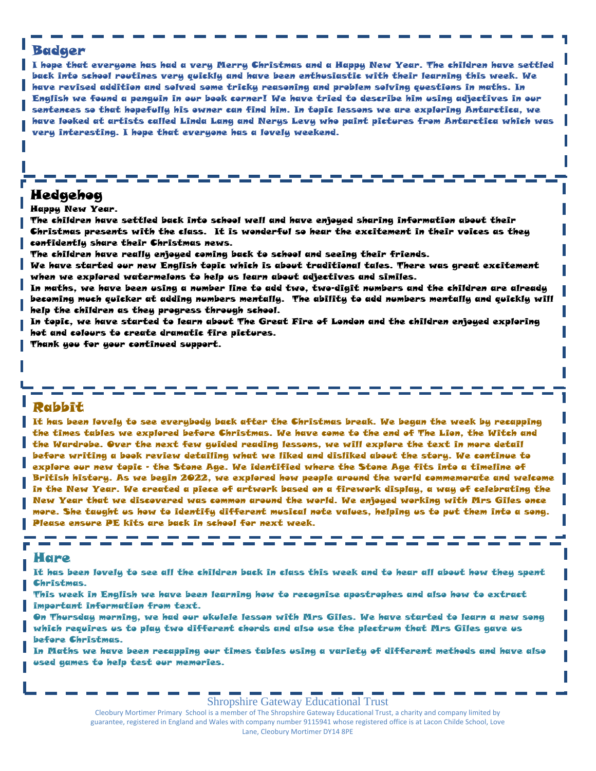## Badger

I hope that everyone has had a very Merry Christmas and a Happy New Year. The children have settled back into school routines very quickly and have been enthusiastic with their learning this week. We have revised addition and solved some tricky reasoning and problem solving questions in maths. In English we found a penguin in our book corner! We have tried to describe him using adjectives in our sentences so that hopefully his owner can find him. In topic lessons we are exploring Antarctica, we have looked at artists called Linda Lang and Nerys Levy who paint pictures from Antarctica which was very interesting. I hope that everyone has a lovely weekend.

## Hedgehog

Happy New Year.

The children have settled back into school well and have enjoyed sharing information about their Christmas presents with the class. It is wonderful so hear the excitement in their voices as they confidently share their Christmas news.

The children have really enjoyed coming back to school and seeing their friends.

We have started our new English topic which is about traditional tales. There was great excitement when we explored watermelons to help us learn about adjectives and similes.

In maths, we have been using a number line to add two, two-digit numbers and the children are already becoming much quicker at adding numbers mentally. The ability to add numbers mentally and quickly will help the children as they progress through school.

In topic, we have started to learn about The Great Fire of London and the children enjoyed exploring hot and colours to create dramatic fire pictures.

Thank you for your continued support.

## Rabbit

It has been lovely to see everybody back after the Christmas break. We began the week by recapping the times tables we explored before Christmas. We have come to the end of The Lion, the Witch and the Wardrobe. Over the next few guided reading lessons, we will explore the text in more detail before writing a book review detailing what we liked and disliked about the story. We continue to explore our new topic - the Stone Age. We identified where the Stone Age fits into a timeline of British history. As we begin 2022, we explored how people around the world commemorate and welcome in the New Year. We created a piece of artwork based on a firework display, a way of celebrating the New Year that we discovered was common around the world. We enjoyed working with Mrs Giles once more. She taught us how to identify different musical note values, helping us to put them into a song. Please ensure PE kits are back in school for next week.

## Hare

It has been lovely to see all the children back in class this week and to hear all about how they spent Christmas.

This week in English we have been learning how to recognise apostrophes and also how to extract important information from text.

On Thursday morning, we had our ukulele lesson with Mrs Giles. We have started to learn a new song which requires us to play two different chords and also use the plectrum that Mrs Giles gave us before Christmas.

In Maths we have been recapping our times tables using a variety of different methods and have also used games to help test our memories.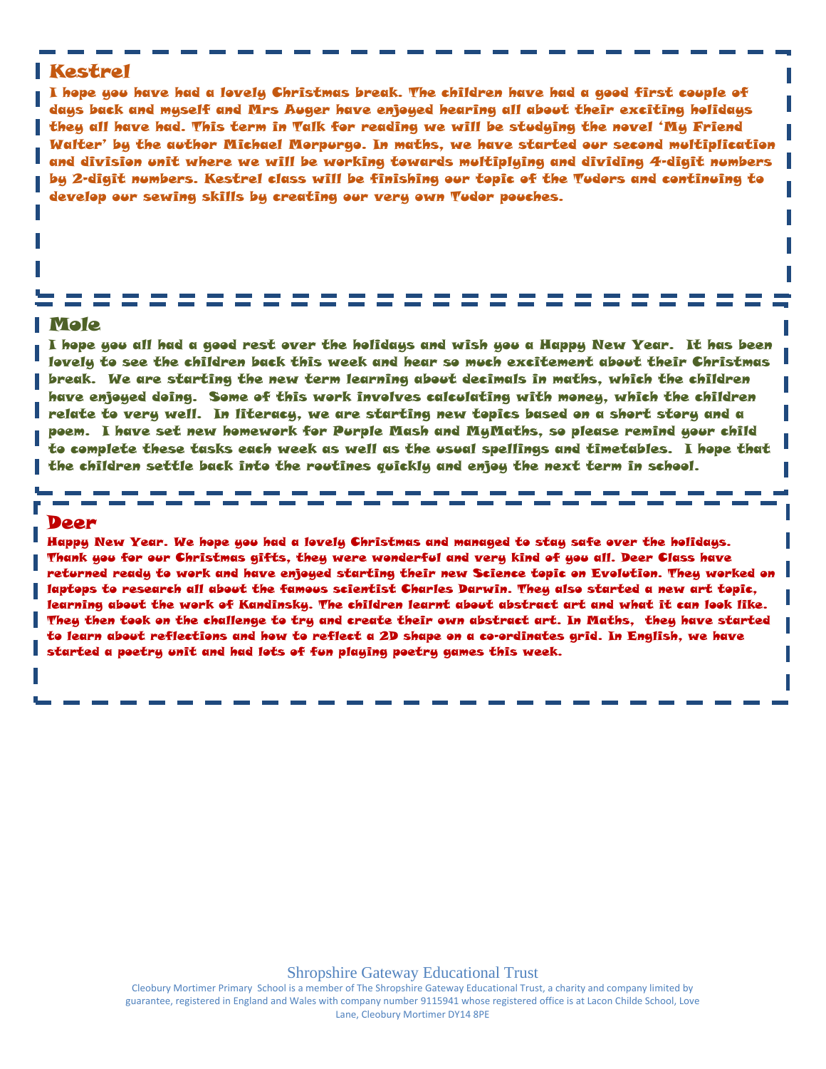## Kestrel

I hope you have had a lovely Christmas break. The children have had a good first couple of days back and myself and Mrs Auger have enjoyed hearing all about their exciting holidays they all have had. This term in Talk for reading we will be studying the novel 'My Friend Walter' by the author Michael Morpurgo. In maths, we have started our second multiplication and division unit where we will be working towards multiplying and dividing 4-digit numbers by 2-digit numbers. Kestrel class will be finishing our topic of the Tudors and continuing to develop our sewing skills by creating our very own Tudor pouches.

## Mole

I hope you all had a good rest over the holidays and wish you a Happy New Year. It has been lovely to see the children back this week and hear so much excitement about their Christmas break. We are starting the new term learning about decimals in maths, which the children have enjoyed doing. Some of this work involves calculating with money, which the children relate to very well. In literacy, we are starting new topics based on a short story and a poem. I have set new homework for Purple Mash and MyMaths, so please remind your child to complete these tasks each week as well as the usual spellings and timetables. I hope that the children settle back into the routines quickly and enjoy the next term in school.

## Deer

Happy New Year. We hope you had a lovely Christmas and managed to stay safe over the holidays. Thank you for our Christmas gifts, they were wonderful and very kind of you all. Deer Class have returned ready to work and have enjoyed starting their new Science topic on Evolution. They worked on laptops to research all about the famous scientist Charles Darwin. They also started a new art topic, learning about the work of Kandinsky. The children learnt about abstract art and what it can look like. They then took on the challenge to try and create their own abstract art. In Maths, they have started to learn about reflections and how to reflect a 2D shape on a co-ordinates grid. In English, we have started a poetry unit and had lots of fun playing poetry games this week.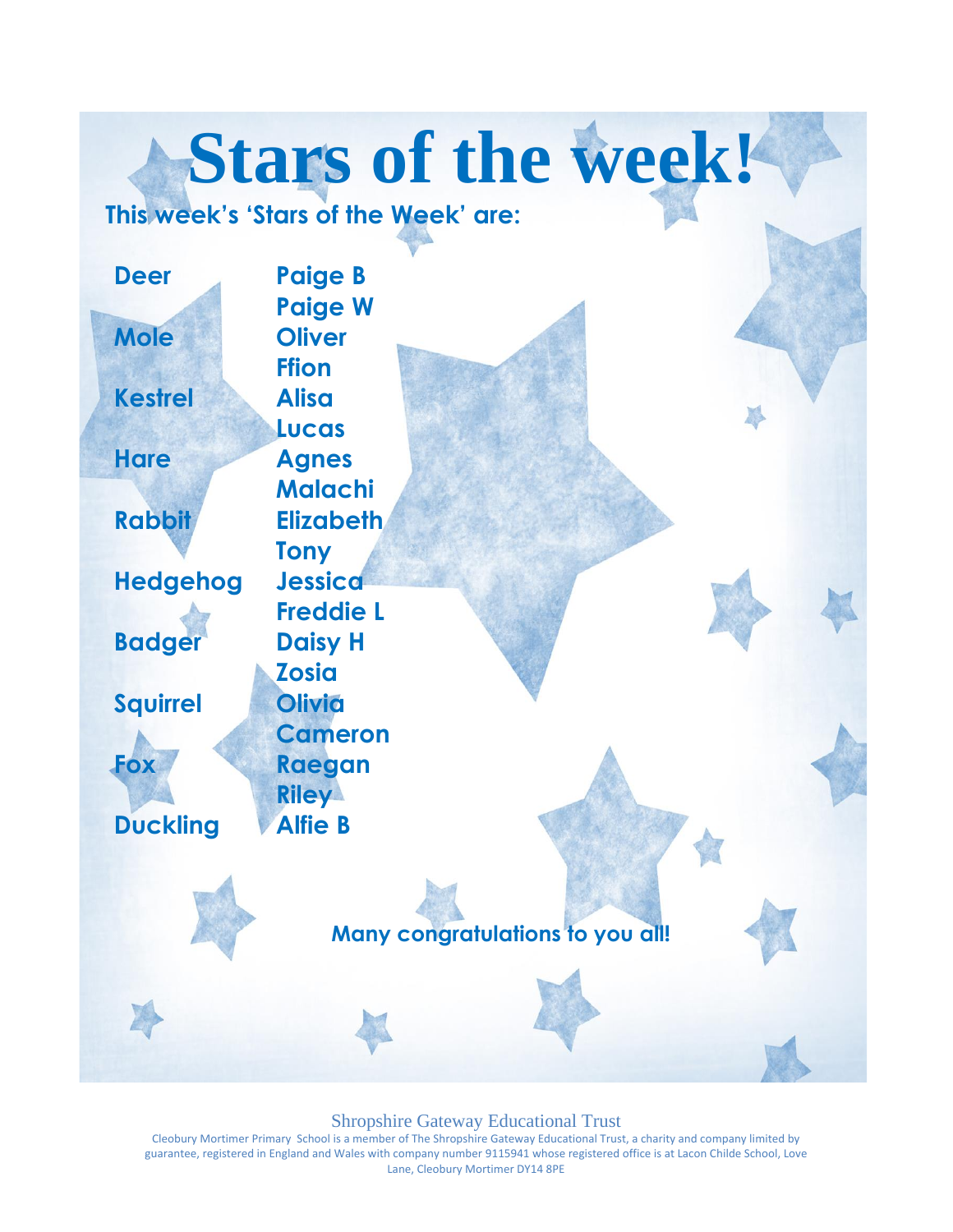# Stars of the week!

**This week's 'Stars of the Week' are:**

| | |
|---|---|
| **Deer** | **Paige B** |
| | **Paige W** |
| **Mole** | **Oliver** |
| | **Ffion** |
| **Kestrel** | **Alisa** |
| | **Lucas** |
| **Hare** | **Agnes** |
| | **Malachi** |
| **Rabbit** | **Elizabeth** |
| | **Tony** |
| **Hedgehog** | **Jessica** |
| | **Freddie L** |
| **Badger** | **Daisy H** |
| | **Zosia** |
| **Squirrel** | **Olivia** |
| | **Cameron** |
| **Fox** | **Raegan** |
| | **Riley** |
| **Duckling** | **Alfie B** |

**Many congratulations to you all!**